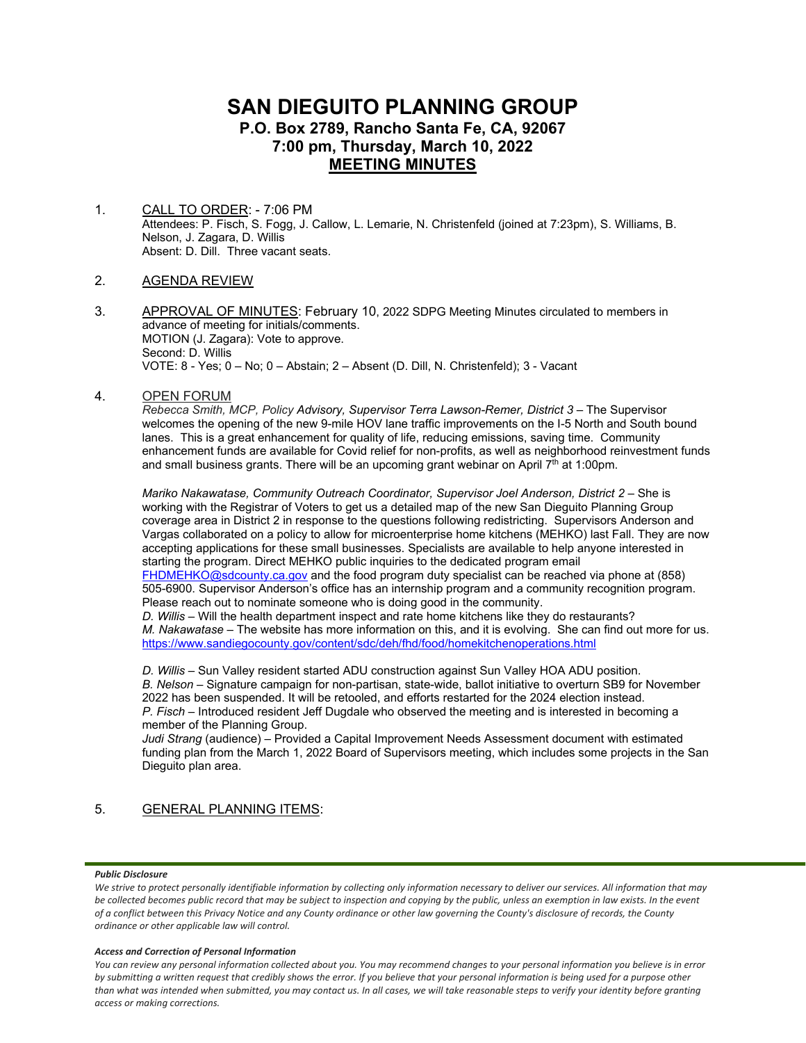# SAN DIEGUITO PLANNING GROUP

## P.O. Box 2789, Rancho Santa Fe, CA, 92067
## 7:00 pm, Thursday, March 10, 2022
## MEETING MINUTES

1. CALL TO ORDER: - 7:06 PM
   Attendees: P. Fisch, S. Fogg, J. Callow, L. Lemarie, N. Christenfeld (joined at 7:23pm), S. Williams, B. Nelson, J. Zagara, D. Willis
   Absent: D. Dill. Three vacant seats.

2. AGENDA REVIEW

3. APPROVAL OF MINUTES: February 10, 2022 SDPG Meeting Minutes circulated to members in advance of meeting for initials/comments.
   MOTION (J. Zagara): Vote to approve.
   Second: D. Willis
   VOTE: 8 - Yes; 0 – No; 0 – Abstain; 2 – Absent (D. Dill, N. Christenfeld); 3 - Vacant

4. OPEN FORUM

   *Rebecca Smith, MCP, Policy Advisory, Supervisor Terra Lawson-Remer, District 3* – The Supervisor welcomes the opening of the new 9-mile HOV lane traffic improvements on the I-5 North and South bound lanes. This is a great enhancement for quality of life, reducing emissions, saving time. Community enhancement funds are available for Covid relief for non-profits, as well as neighborhood reinvestment funds and small business grants. There will be an upcoming grant webinar on April 7th at 1:00pm.

   *Mariko Nakawatase, Community Outreach Coordinator, Supervisor Joel Anderson, District 2* – She is working with the Registrar of Voters to get us a detailed map of the new San Dieguito Planning Group coverage area in District 2 in response to the questions following redistricting. Supervisors Anderson and Vargas collaborated on a policy to allow for microenterprise home kitchens (MEHKO) last Fall. They are now accepting applications for these small businesses. Specialists are available to help anyone interested in starting the program. Direct MEHKO public inquiries to the dedicated program email FHDMEHKO@sdcounty.ca.gov and the food program duty specialist can be reached via phone at (858) 505-6900. Supervisor Anderson's office has an internship program and a community recognition program. Please reach out to nominate someone who is doing good in the community.
   *D. Willis* – Will the health department inspect and rate home kitchens like they do restaurants?
   *M. Nakawatase* – The website has more information on this, and it is evolving. She can find out more for us. https://www.sandiegocounty.gov/content/sdc/deh/fhd/food/homekitchenoperations.html

   *D. Willis* – Sun Valley resident started ADU construction against Sun Valley HOA ADU position.
   *B. Nelson* – Signature campaign for non-partisan, state-wide, ballot initiative to overturn SB9 for November 2022 has been suspended. It will be retooled, and efforts restarted for the 2024 election instead.
   *P. Fisch* – Introduced resident Jeff Dugdale who observed the meeting and is interested in becoming a member of the Planning Group.
   *Judi Strang* (audience) – Provided a Capital Improvement Needs Assessment document with estimated funding plan from the March 1, 2022 Board of Supervisors meeting, which includes some projects in the San Dieguito plan area.

5. GENERAL PLANNING ITEMS:

***Public Disclosure***

*We strive to protect personally identifiable information by collecting only information necessary to deliver our services. All information that may be collected becomes public record that may be subject to inspection and copying by the public, unless an exemption in law exists. In the event of a conflict between this Privacy Notice and any County ordinance or other law governing the County's disclosure of records, the County ordinance or other applicable law will control.*

***Access and Correction of Personal Information***

*You can review any personal information collected about you. You may recommend changes to your personal information you believe is in error by submitting a written request that credibly shows the error. If you believe that your personal information is being used for a purpose other than what was intended when submitted, you may contact us. In all cases, we will take reasonable steps to verify your identity before granting access or making corrections.*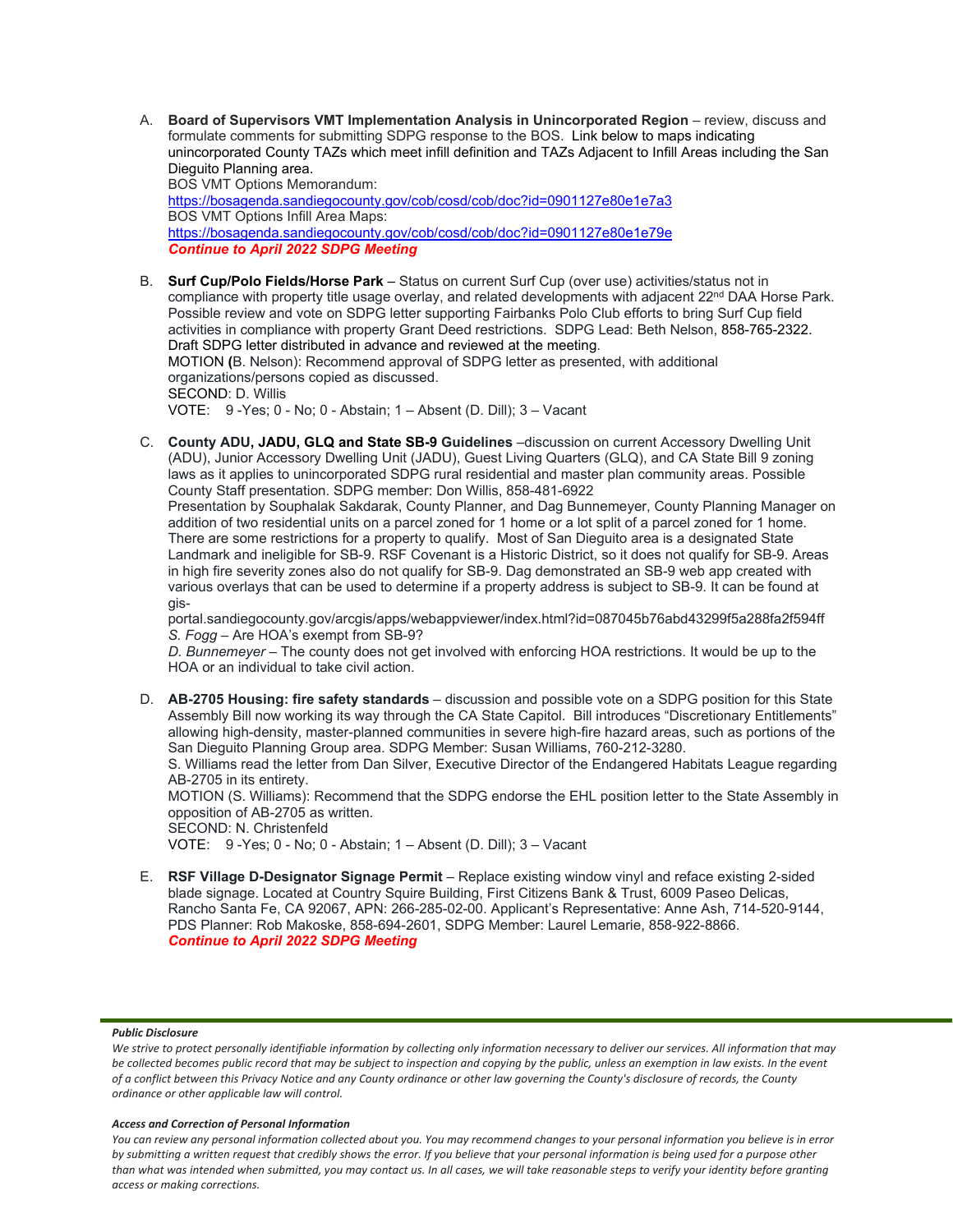A. **Board of Supervisors VMT Implementation Analysis in Unincorporated Region** – review, discuss and formulate comments for submitting SDPG response to the BOS. Link below to maps indicating unincorporated County TAZs which meet infill definition and TAZs Adjacent to Infill Areas including the San Dieguito Planning area.
BOS VMT Options Memorandum:
https://bosagenda.sandiegocounty.gov/cob/cosd/cob/doc?id=0901127e80e1e7a3
BOS VMT Options Infill Area Maps:
https://bosagenda.sandiegocounty.gov/cob/cosd/cob/doc?id=0901127e80e1e79e
***Continue to April 2022 SDPG Meeting***

B. **Surf Cup/Polo Fields/Horse Park** – Status on current Surf Cup (over use) activities/status not in compliance with property title usage overlay, and related developments with adjacent 22nd DAA Horse Park. Possible review and vote on SDPG letter supporting Fairbanks Polo Club efforts to bring Surf Cup field activities in compliance with property Grant Deed restrictions. SDPG Lead: Beth Nelson, 858-765-2322. Draft SDPG letter distributed in advance and reviewed at the meeting.
MOTION (B. Nelson): Recommend approval of SDPG letter as presented, with additional organizations/persons copied as discussed.
SECOND: D. Willis
VOTE: 9 -Yes; 0 - No; 0 - Abstain; 1 – Absent (D. Dill); 3 – Vacant

C. **County ADU, JADU, GLQ and State SB-9 Guidelines** –discussion on current Accessory Dwelling Unit (ADU), Junior Accessory Dwelling Unit (JADU), Guest Living Quarters (GLQ), and CA State Bill 9 zoning laws as it applies to unincorporated SDPG rural residential and master plan community areas. Possible County Staff presentation. SDPG member: Don Willis, 858-481-6922
Presentation by Souphalak Sakdarak, County Planner, and Dag Bunnemeyer, County Planning Manager on addition of two residential units on a parcel zoned for 1 home or a lot split of a parcel zoned for 1 home. There are some restrictions for a property to qualify. Most of San Dieguito area is a designated State Landmark and ineligible for SB-9. RSF Covenant is a Historic District, so it does not qualify for SB-9. Areas in high fire severity zones also do not qualify for SB-9. Dag demonstrated an SB-9 web app created with various overlays that can be used to determine if a property address is subject to SB-9. It can be found at gis-portal.sandiegocounty.gov/arcgis/apps/webappviewer/index.html?id=087045b76abd43299f5a288fa2f594ff
*S. Fogg* – Are HOA's exempt from SB-9?
*D. Bunnemeyer* – The county does not get involved with enforcing HOA restrictions. It would be up to the HOA or an individual to take civil action.

D. **AB-2705 Housing: fire safety standards** – discussion and possible vote on a SDPG position for this State Assembly Bill now working its way through the CA State Capitol. Bill introduces "Discretionary Entitlements" allowing high-density, master-planned communities in severe high-fire hazard areas, such as portions of the San Dieguito Planning Group area. SDPG Member: Susan Williams, 760-212-3280.
S. Williams read the letter from Dan Silver, Executive Director of the Endangered Habitats League regarding AB-2705 in its entirety.
MOTION (S. Williams): Recommend that the SDPG endorse the EHL position letter to the State Assembly in opposition of AB-2705 as written.
SECOND: N. Christenfeld
VOTE: 9 -Yes; 0 - No; 0 - Abstain; 1 – Absent (D. Dill); 3 – Vacant

E. **RSF Village D-Designator Signage Permit** – Replace existing window vinyl and reface existing 2-sided blade signage. Located at Country Squire Building, First Citizens Bank & Trust, 6009 Paseo Delicas, Rancho Santa Fe, CA 92067, APN: 266-285-02-00. Applicant's Representative: Anne Ash, 714-520-9144, PDS Planner: Rob Makoske, 858-694-2601, SDPG Member: Laurel Lemarie, 858-922-8866.
***Continue to April 2022 SDPG Meeting***

***Public Disclosure***

*We strive to protect personally identifiable information by collecting only information necessary to deliver our services. All information that may be collected becomes public record that may be subject to inspection and copying by the public, unless an exemption in law exists. In the event of a conflict between this Privacy Notice and any County ordinance or other law governing the County's disclosure of records, the County ordinance or other applicable law will control.*

***Access and Correction of Personal Information***

*You can review any personal information collected about you. You may recommend changes to your personal information you believe is in error by submitting a written request that credibly shows the error. If you believe that your personal information is being used for a purpose other than what was intended when submitted, you may contact us. In all cases, we will take reasonable steps to verify your identity before granting access or making corrections.*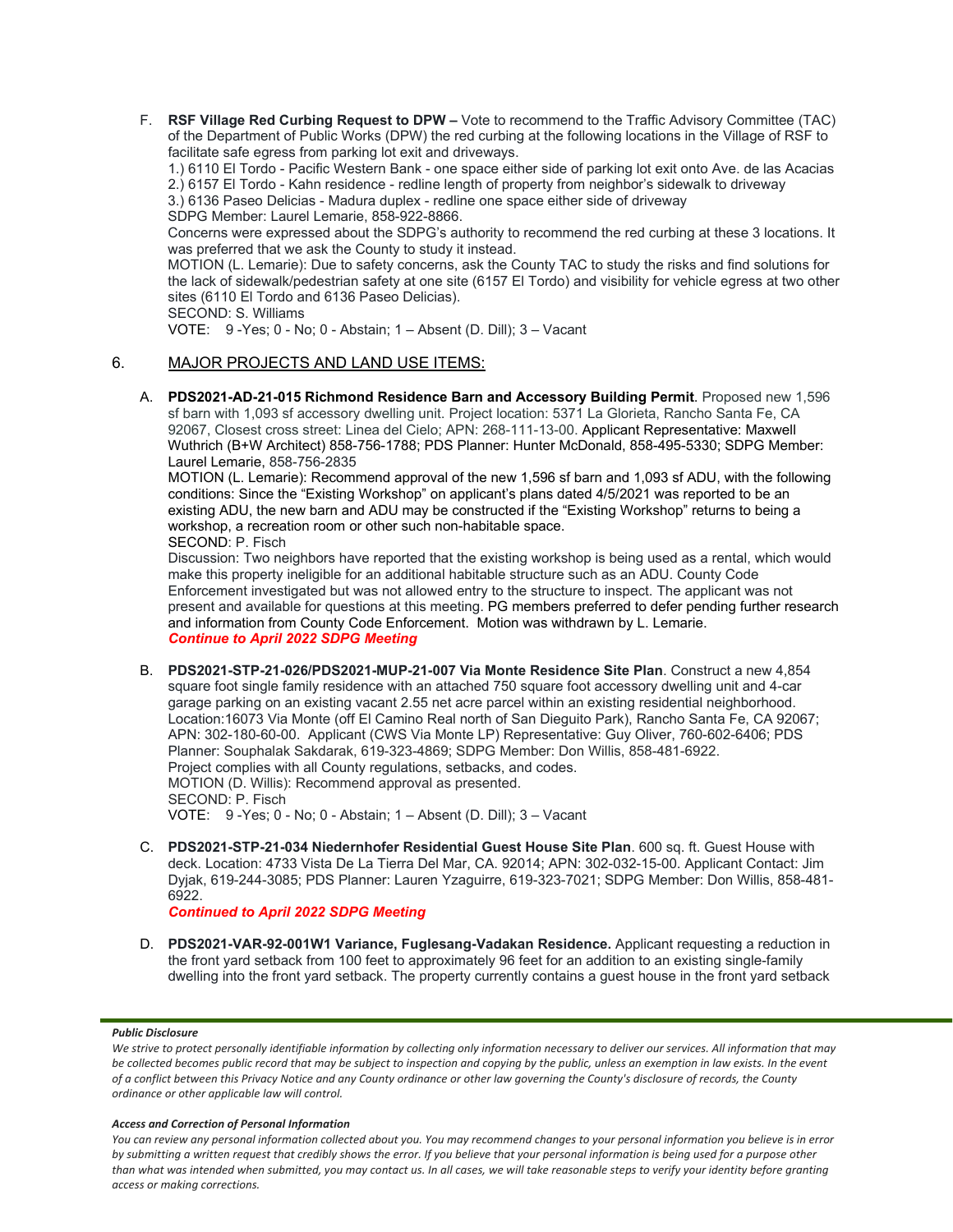F. **RSF Village Red Curbing Request to DPW –** Vote to recommend to the Traffic Advisory Committee (TAC) of the Department of Public Works (DPW) the red curbing at the following locations in the Village of RSF to facilitate safe egress from parking lot exit and driveways.
1.) 6110 El Tordo - Pacific Western Bank - one space either side of parking lot exit onto Ave. de las Acacias
2.) 6157 El Tordo - Kahn residence - redline length of property from neighbor's sidewalk to driveway
3.) 6136 Paseo Delicias - Madura duplex - redline one space either side of driveway
SDPG Member: Laurel Lemarie, 858-922-8866.
Concerns were expressed about the SDPG's authority to recommend the red curbing at these 3 locations. It was preferred that we ask the County to study it instead.
MOTION (L. Lemarie): Due to safety concerns, ask the County TAC to study the risks and find solutions for the lack of sidewalk/pedestrian safety at one site (6157 El Tordo) and visibility for vehicle egress at two other sites (6110 El Tordo and 6136 Paseo Delicias).
SECOND: S. Williams
VOTE: 9 -Yes; 0 - No; 0 - Abstain; 1 – Absent (D. Dill); 3 – Vacant

6. MAJOR PROJECTS AND LAND USE ITEMS:

A. **PDS2021-AD-21-015 Richmond Residence Barn and Accessory Building Permit**. Proposed new 1,596 sf barn with 1,093 sf accessory dwelling unit. Project location: 5371 La Glorieta, Rancho Santa Fe, CA 92067, Closest cross street: Linea del Cielo; APN: 268-111-13-00. Applicant Representative: Maxwell Wuthrich (B+W Architect) 858-756-1788; PDS Planner: Hunter McDonald, 858-495-5330; SDPG Member: Laurel Lemarie, 858-756-2835
MOTION (L. Lemarie): Recommend approval of the new 1,596 sf barn and 1,093 sf ADU, with the following conditions: Since the "Existing Workshop" on applicant's plans dated 4/5/2021 was reported to be an existing ADU, the new barn and ADU may be constructed if the "Existing Workshop" returns to being a workshop, a recreation room or other such non-habitable space.
SECOND: P. Fisch
Discussion: Two neighbors have reported that the existing workshop is being used as a rental, which would make this property ineligible for an additional habitable structure such as an ADU. County Code Enforcement investigated but was not allowed entry to the structure to inspect. The applicant was not present and available for questions at this meeting. PG members preferred to defer pending further research and information from County Code Enforcement. Motion was withdrawn by L. Lemarie.
***Continue to April 2022 SDPG Meeting***

B. **PDS2021-STP-21-026/PDS2021-MUP-21-007 Via Monte Residence Site Plan**. Construct a new 4,854 square foot single family residence with an attached 750 square foot accessory dwelling unit and 4-car garage parking on an existing vacant 2.55 net acre parcel within an existing residential neighborhood. Location:16073 Via Monte (off El Camino Real north of San Dieguito Park), Rancho Santa Fe, CA 92067; APN: 302-180-60-00. Applicant (CWS Via Monte LP) Representative: Guy Oliver, 760-602-6406; PDS Planner: Souphalak Sakdarak, 619-323-4869; SDPG Member: Don Willis, 858-481-6922.
Project complies with all County regulations, setbacks, and codes.
MOTION (D. Willis): Recommend approval as presented.
SECOND: P. Fisch
VOTE: 9 -Yes; 0 - No; 0 - Abstain; 1 – Absent (D. Dill); 3 – Vacant

C. **PDS2021-STP-21-034 Niedernhofer Residential Guest House Site Plan**. 600 sq. ft. Guest House with deck. Location: 4733 Vista De La Tierra Del Mar, CA. 92014; APN: 302-032-15-00. Applicant Contact: Jim Dyjak, 619-244-3085; PDS Planner: Lauren Yzaguirre, 619-323-7021; SDPG Member: Don Willis, 858-481-6922.
***Continued to April 2022 SDPG Meeting***

D. **PDS2021-VAR-92-001W1 Variance, Fuglesang-Vadakan Residence.** Applicant requesting a reduction in the front yard setback from 100 feet to approximately 96 feet for an addition to an existing single-family dwelling into the front yard setback. The property currently contains a guest house in the front yard setback

***Public Disclosure***

*We strive to protect personally identifiable information by collecting only information necessary to deliver our services. All information that may be collected becomes public record that may be subject to inspection and copying by the public, unless an exemption in law exists. In the event of a conflict between this Privacy Notice and any County ordinance or other law governing the County's disclosure of records, the County ordinance or other applicable law will control.*

***Access and Correction of Personal Information***

*You can review any personal information collected about you. You may recommend changes to your personal information you believe is in error by submitting a written request that credibly shows the error. If you believe that your personal information is being used for a purpose other than what was intended when submitted, you may contact us. In all cases, we will take reasonable steps to verify your identity before granting access or making corrections.*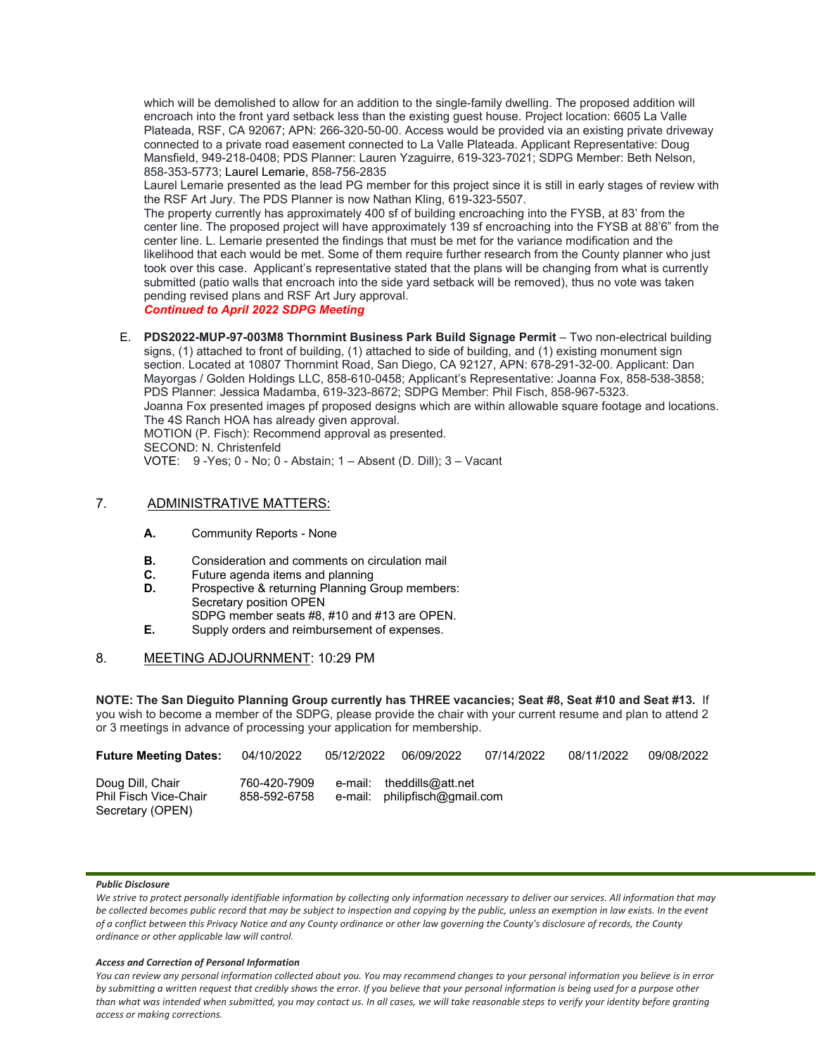which will be demolished to allow for an addition to the single-family dwelling. The proposed addition will encroach into the front yard setback less than the existing guest house. Project location: 6605 La Valle Plateada, RSF, CA 92067; APN: 266-320-50-00. Access would be provided via an existing private driveway connected to a private road easement connected to La Valle Plateada. Applicant Representative: Doug Mansfield, 949-218-0408; PDS Planner: Lauren Yzaguirre, 619-323-7021; SDPG Member: Beth Nelson, 858-353-5773; Laurel Lemarie, 858-756-2835

Laurel Lemarie presented as the lead PG member for this project since it is still in early stages of review with the RSF Art Jury. The PDS Planner is now Nathan Kling, 619-323-5507.

The property currently has approximately 400 sf of building encroaching into the FYSB, at 83' from the center line. The proposed project will have approximately 139 sf encroaching into the FYSB at 88'6" from the center line. L. Lemarie presented the findings that must be met for the variance modification and the likelihood that each would be met. Some of them require further research from the County planner who just took over this case. Applicant's representative stated that the plans will be changing from what is currently submitted (patio walls that encroach into the side yard setback will be removed), thus no vote was taken pending revised plans and RSF Art Jury approval.

***Continued to April 2022 SDPG Meeting***

E. **PDS2022-MUP-97-003M8 Thornmint Business Park Build Signage Permit** – Two non-electrical building signs, (1) attached to front of building, (1) attached to side of building, and (1) existing monument sign section. Located at 10807 Thornmint Road, San Diego, CA 92127, APN: 678-291-32-00. Applicant: Dan Mayorgas / Golden Holdings LLC, 858-610-0458; Applicant's Representative: Joanna Fox, 858-538-3858; PDS Planner: Jessica Madamba, 619-323-8672; SDPG Member: Phil Fisch, 858-967-5323.

Joanna Fox presented images pf proposed designs which are within allowable square footage and locations. The 4S Ranch HOA has already given approval.

MOTION (P. Fisch): Recommend approval as presented.

SECOND: N. Christenfeld

VOTE: 9 -Yes; 0 - No; 0 - Abstain; 1 – Absent (D. Dill); 3 – Vacant

7. ADMINISTRATIVE MATTERS:

**A.** Community Reports - None

**B.** Consideration and comments on circulation mail

**C.** Future agenda items and planning

**D.** Prospective & returning Planning Group members:
Secretary position OPEN
SDPG member seats #8, #10 and #13 are OPEN.

**E.** Supply orders and reimbursement of expenses.

8. MEETING ADJOURNMENT: 10:29 PM

**NOTE: The San Dieguito Planning Group currently has THREE vacancies; Seat #8, Seat #10 and Seat #13.** If you wish to become a member of the SDPG, please provide the chair with your current resume and plan to attend 2 or 3 meetings in advance of processing your application for membership.

**Future Meeting Dates:** 04/10/2022 05/12/2022 06/09/2022 07/14/2022 08/11/2022 09/08/2022

Doug Dill, Chair 760-420-7909 e-mail: theddills@att.net
Phil Fisch Vice-Chair 858-592-6758 e-mail: philipfisch@gmail.com
Secretary (OPEN)

***Public Disclosure***

*We strive to protect personally identifiable information by collecting only information necessary to deliver our services. All information that may be collected becomes public record that may be subject to inspection and copying by the public, unless an exemption in law exists. In the event of a conflict between this Privacy Notice and any County ordinance or other law governing the County's disclosure of records, the County ordinance or other applicable law will control.*

***Access and Correction of Personal Information***

*You can review any personal information collected about you. You may recommend changes to your personal information you believe is in error by submitting a written request that credibly shows the error. If you believe that your personal information is being used for a purpose other than what was intended when submitted, you may contact us. In all cases, we will take reasonable steps to verify your identity before granting access or making corrections.*